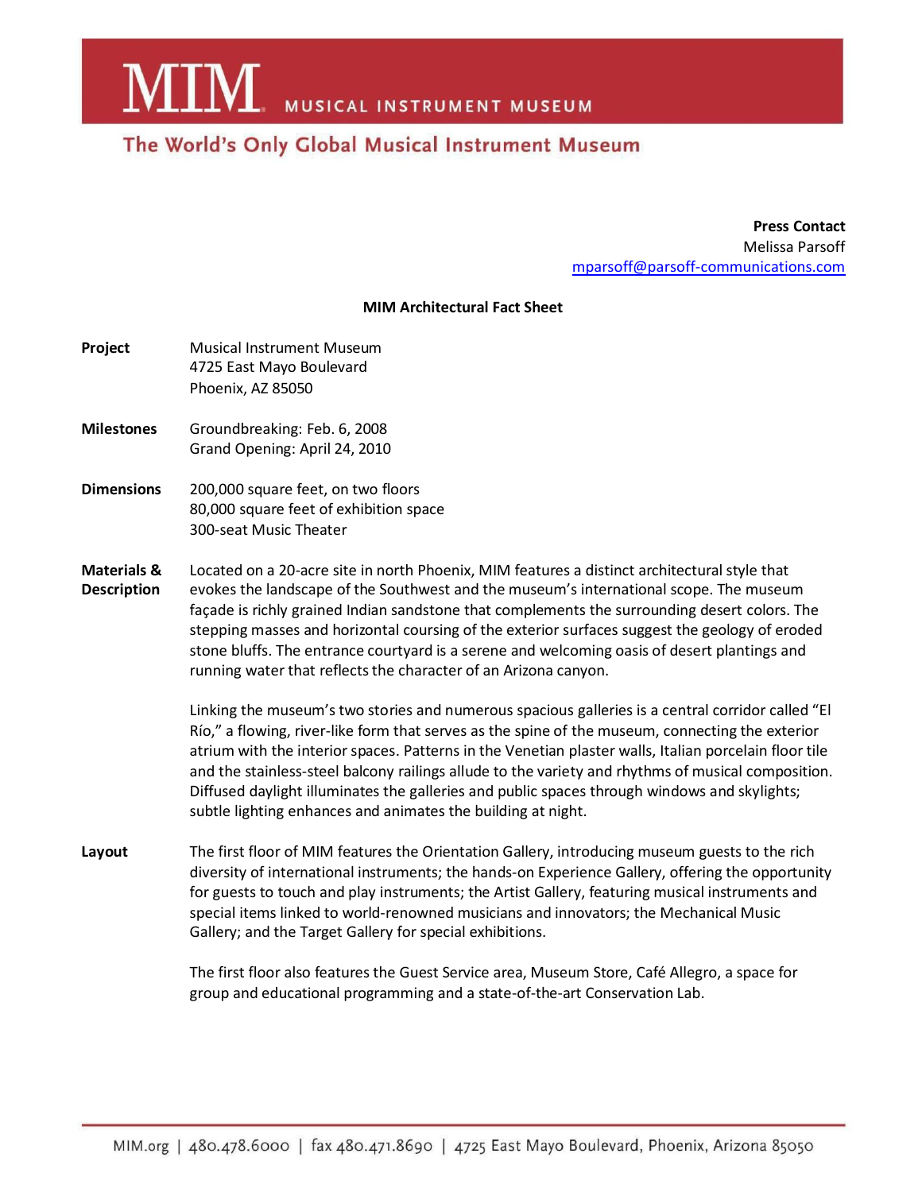# MIM MUSICAL INSTRUMENT MUSEUM

The World's Only Global Musical Instrument Museum

**Press Contact**
Melissa Parsoff
mparsoff@parsoff-communications.com

## MIM Architectural Fact Sheet

**Project**

Musical Instrument Museum
4725 East Mayo Boulevard
Phoenix, AZ 85050

**Milestones**

Groundbreaking: Feb. 6, 2008
Grand Opening: April 24, 2010

**Dimensions**

200,000 square feet, on two floors
80,000 square feet of exhibition space
300-seat Music Theater

**Materials & Description**

Located on a 20-acre site in north Phoenix, MIM features a distinct architectural style that evokes the landscape of the Southwest and the museum's international scope. The museum façade is richly grained Indian sandstone that complements the surrounding desert colors. The stepping masses and horizontal coursing of the exterior surfaces suggest the geology of eroded stone bluffs. The entrance courtyard is a serene and welcoming oasis of desert plantings and running water that reflects the character of an Arizona canyon.

Linking the museum's two stories and numerous spacious galleries is a central corridor called "El Río," a flowing, river-like form that serves as the spine of the museum, connecting the exterior atrium with the interior spaces. Patterns in the Venetian plaster walls, Italian porcelain floor tile and the stainless-steel balcony railings allude to the variety and rhythms of musical composition. Diffused daylight illuminates the galleries and public spaces through windows and skylights; subtle lighting enhances and animates the building at night.

**Layout**

The first floor of MIM features the Orientation Gallery, introducing museum guests to the rich diversity of international instruments; the hands-on Experience Gallery, offering the opportunity for guests to touch and play instruments; the Artist Gallery, featuring musical instruments and special items linked to world-renowned musicians and innovators; the Mechanical Music Gallery; and the Target Gallery for special exhibitions.

The first floor also features the Guest Service area, Museum Store, Café Allegro, a space for group and educational programming and a state-of-the-art Conservation Lab.

MIM.org | 480.478.6000 | fax 480.471.8690 | 4725 East Mayo Boulevard, Phoenix, Arizona 85050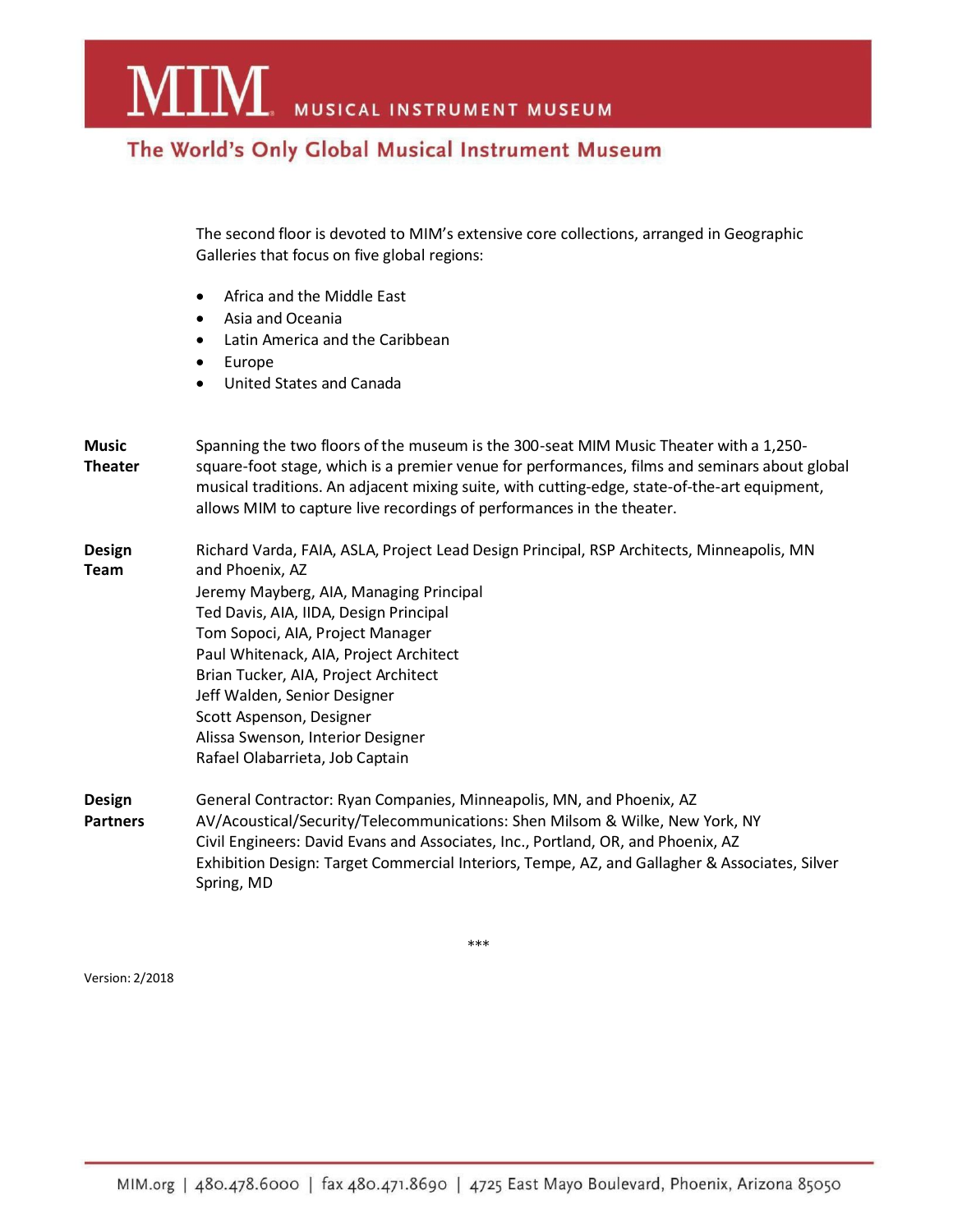The second floor is devoted to MIM's extensive core collections, arranged in Geographic Galleries that focus on five global regions:

- Africa and the Middle East
- Asia and Oceania
- Latin America and the Caribbean
- Europe
- United States and Canada

**Music Theater**

Spanning the two floors of the museum is the 300-seat MIM Music Theater with a 1,250-square-foot stage, which is a premier venue for performances, films and seminars about global musical traditions. An adjacent mixing suite, with cutting-edge, state-of-the-art equipment, allows MIM to capture live recordings of performances in the theater.

**Design Team**

Richard Varda, FAIA, ASLA, Project Lead Design Principal, RSP Architects, Minneapolis, MN and Phoenix, AZ
Jeremy Mayberg, AIA, Managing Principal
Ted Davis, AIA, IIDA, Design Principal
Tom Sopoci, AIA, Project Manager
Paul Whitenack, AIA, Project Architect
Brian Tucker, AIA, Project Architect
Jeff Walden, Senior Designer
Scott Aspenson, Designer
Alissa Swenson, Interior Designer
Rafael Olabarrieta, Job Captain

**Design Partners**

General Contractor: Ryan Companies, Minneapolis, MN, and Phoenix, AZ
AV/Acoustical/Security/Telecommunications: Shen Milsom & Wilke, New York, NY
Civil Engineers: David Evans and Associates, Inc., Portland, OR, and Phoenix, AZ
Exhibition Design: Target Commercial Interiors, Tempe, AZ, and Gallagher & Associates, Silver Spring, MD

***

Version: 2/2018